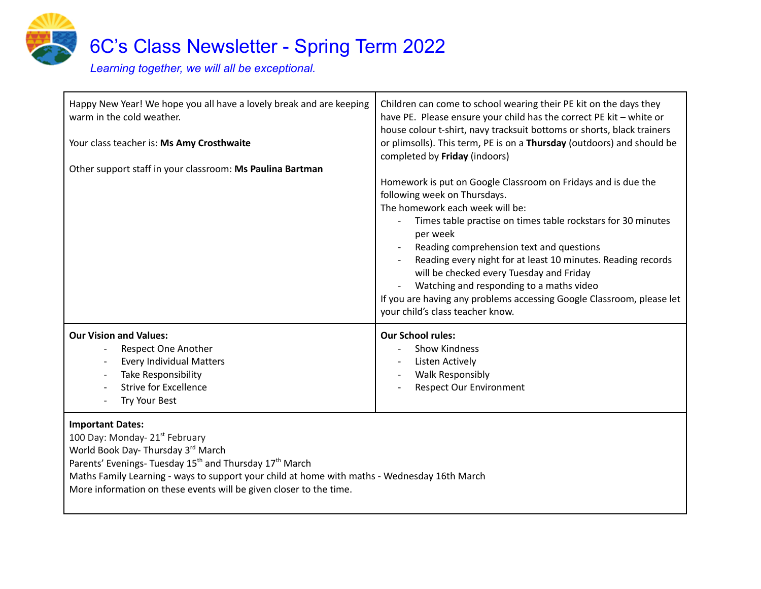# 6C's Class Newsletter - Spring Term 2022

*Learning together, we will all be exceptional.*

Happy New Year! We hope you all have a lovely break and are keeping warm in the cold weather.

Your class teacher is: **Ms Amy Crosthwaite**

Other support staff in your classroom: **Ms Paulina Bartman**

Children can come to school wearing their PE kit on the days they have PE. Please ensure your child has the correct PE kit – white or house colour t-shirt, navy tracksuit bottoms or shorts, black trainers or plimsolls). This term, PE is on a **Thursday** (outdoors) and should be completed by **Friday** (indoors)

Homework is put on Google Classroom on Fridays and is due the following week on Thursdays.
The homework each week will be:

- Times table practise on times table rockstars for 30 minutes per week
- Reading comprehension text and questions
- Reading every night for at least 10 minutes. Reading records will be checked every Tuesday and Friday
- Watching and responding to a maths video

If you are having any problems accessing Google Classroom, please let your child's class teacher know.

**Our Vision and Values:**

- Respect One Another
- Every Individual Matters
- Take Responsibility
- Strive for Excellence
- Try Your Best

**Our School rules:**

- Show Kindness
- Listen Actively
- Walk Responsibly
- Respect Our Environment

**Important Dates:**

100 Day: Monday- 21st February
World Book Day- Thursday 3rd March
Parents' Evenings- Tuesday 15th and Thursday 17th March
Maths Family Learning - ways to support your child at home with maths - Wednesday 16th March
More information on these events will be given closer to the time.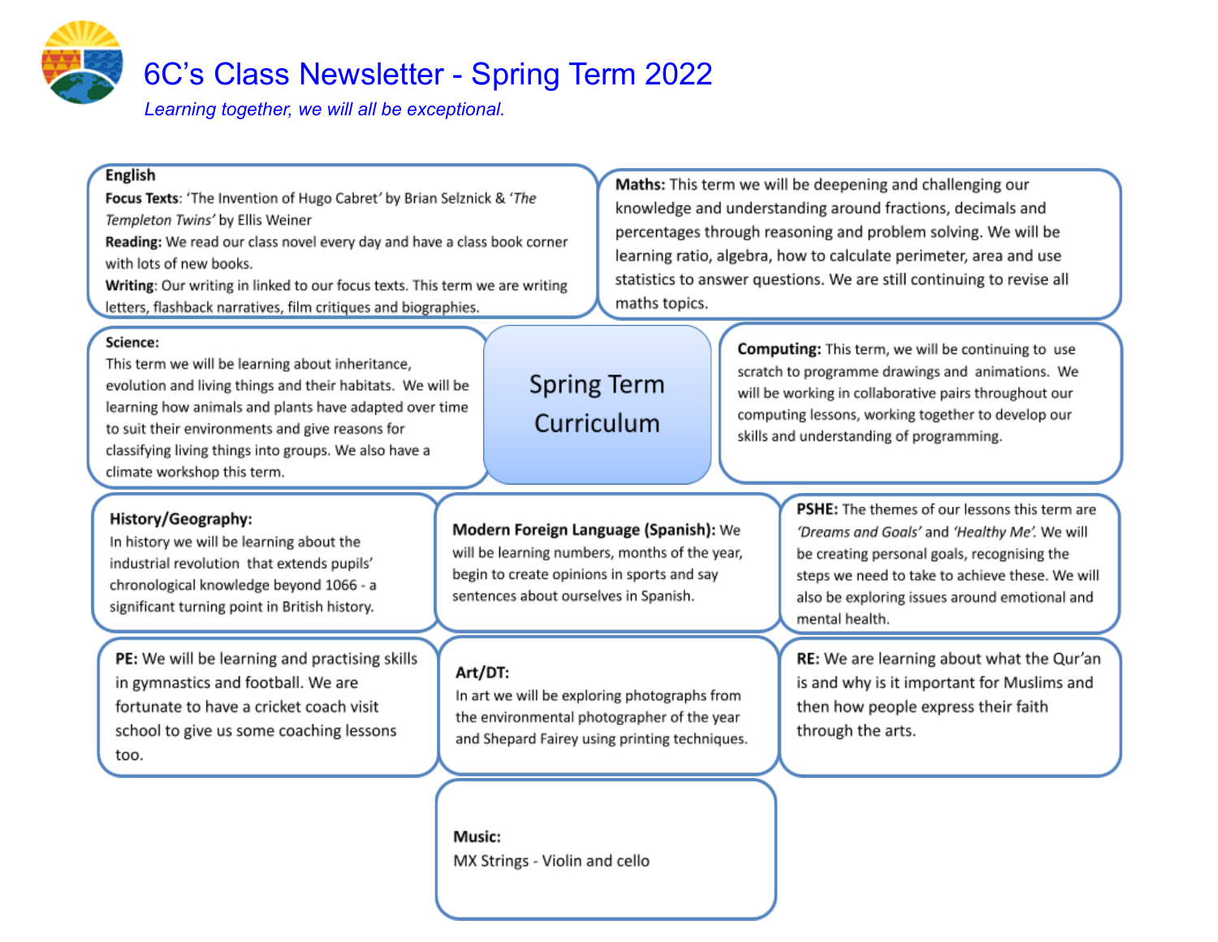# 6C's Class Newsletter - Spring Term 2022

*Learning together, we will all be exceptional.*

## Spring Term Curriculum

**English**

**Focus Texts**: 'The Invention of Hugo Cabret' by Brian Selznick & *'The Templeton Twins'* by Ellis Weiner

**Reading:** We read our class novel every day and have a class book corner with lots of new books.

**Writing**: Our writing in linked to our focus texts. This term we are writing letters, flashback narratives, film critiques and biographies.

**Maths:** This term we will be deepening and challenging our knowledge and understanding around fractions, decimals and percentages through reasoning and problem solving. We will be learning ratio, algebra, how to calculate perimeter, area and use statistics to answer questions. We are still continuing to revise all maths topics.

**Science:**

This term we will be learning about inheritance, evolution and living things and their habitats. We will be learning how animals and plants have adapted over time to suit their environments and give reasons for classifying living things into groups. We also have a climate workshop this term.

**Computing:** This term, we will be continuing to use scratch to programme drawings and animations. We will be working in collaborative pairs throughout our computing lessons, working together to develop our skills and understanding of programming.

**History/Geography:**

In history we will be learning about the industrial revolution that extends pupils' chronological knowledge beyond 1066 - a significant turning point in British history.

**Modern Foreign Language (Spanish):** We will be learning numbers, months of the year, begin to create opinions in sports and say sentences about ourselves in Spanish.

**PSHE:** The themes of our lessons this term are *'Dreams and Goals'* and *'Healthy Me'*. We will be creating personal goals, recognising the steps we need to take to achieve these. We will also be exploring issues around emotional and mental health.

**PE:** We will be learning and practising skills in gymnastics and football. We are fortunate to have a cricket coach visit school to give us some coaching lessons too.

**Art/DT:**

In art we will be exploring photographs from the environmental photographer of the year and Shepard Fairey using printing techniques.

**RE:** We are learning about what the Qur'an is and why is it important for Muslims and then how people express their faith through the arts.

**Music:**

MX Strings - Violin and cello